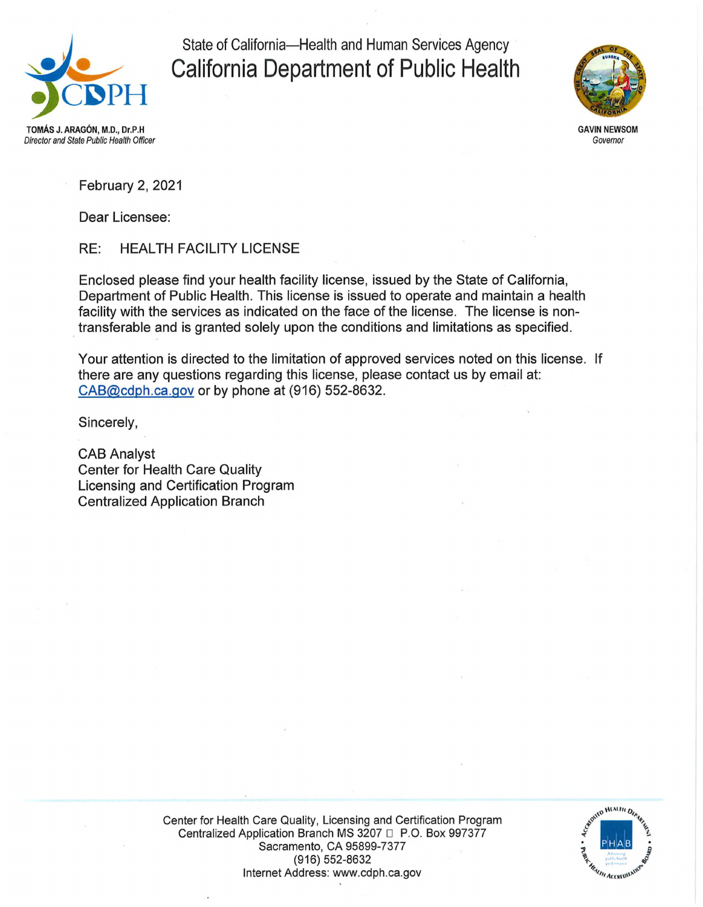State of California—Health and Human Services Agency

# California Department of Public Health

**TOMÁS J. ARAGÓN, M.D., Dr.P.H**
*Director and State Public Health Officer*

**GAVIN NEWSOM**
*Governor*

February 2, 2021

Dear Licensee:

RE: HEALTH FACILITY LICENSE

Enclosed please find your health facility license, issued by the State of California, Department of Public Health. This license is issued to operate and maintain a health facility with the services as indicated on the face of the license. The license is non-transferable and is granted solely upon the conditions and limitations as specified.

Your attention is directed to the limitation of approved services noted on this license. If there are any questions regarding this license, please contact us by email at: CAB@cdph.ca.gov or by phone at (916) 552-8632.

Sincerely,

CAB Analyst
Center for Health Care Quality
Licensing and Certification Program
Centralized Application Branch

Center for Health Care Quality, Licensing and Certification Program
Centralized Application Branch MS 3207 □ P.O. Box 997377
Sacramento, CA 95899-7377
(916) 552-8632
Internet Address: www.cdph.ca.gov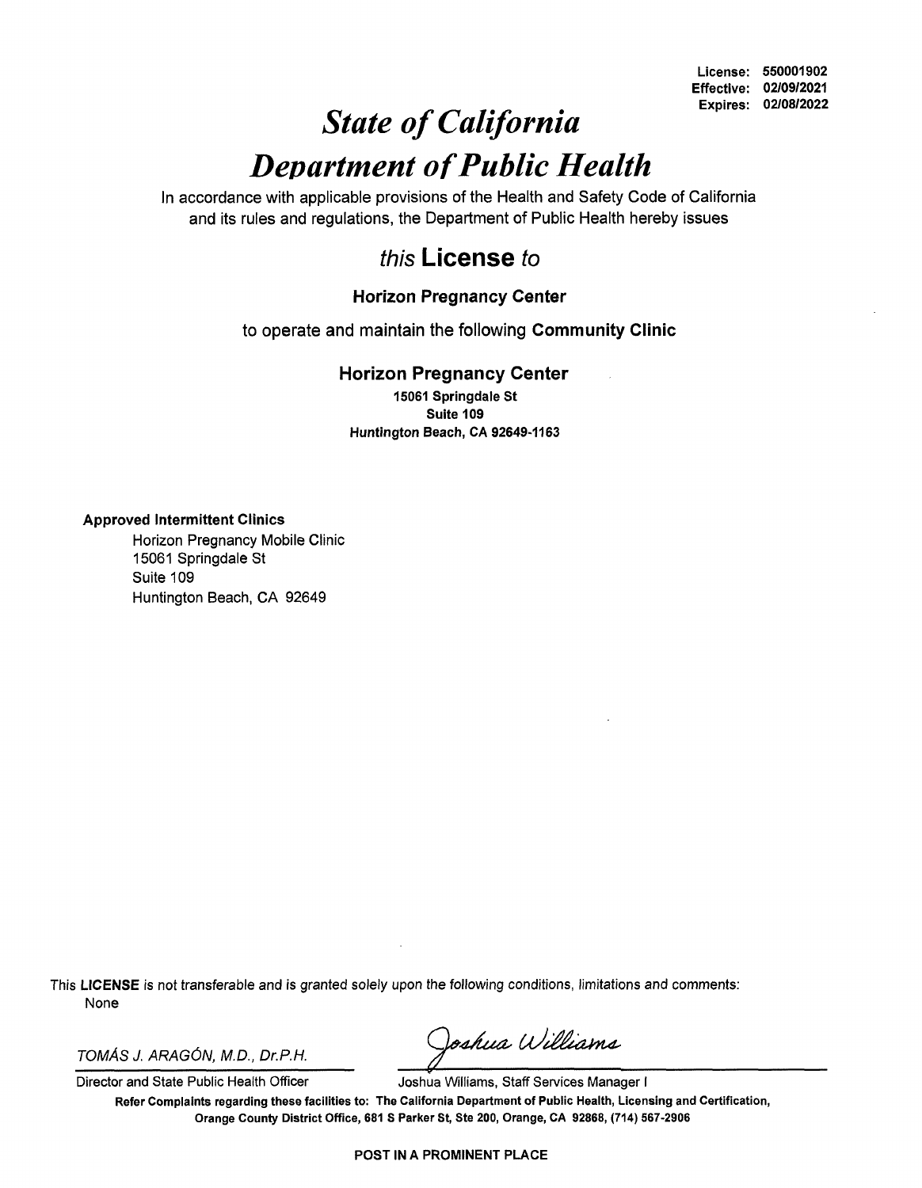License: 550001902
Effective: 02/09/2021
Expires: 02/08/2022

# *State of California*
# *Department of Public Health*

In accordance with applicable provisions of the Health and Safety Code of California and its rules and regulations, the Department of Public Health hereby issues

## *this* **License** *to*

**Horizon Pregnancy Center**

to operate and maintain the following **Community Clinic**

### Horizon Pregnancy Center

**15061 Springdale St**
**Suite 109**
**Huntington Beach, CA 92649-1163**

**Approved Intermittent Clinics**

Horizon Pregnancy Mobile Clinic
15061 Springdale St
Suite 109
Huntington Beach, CA 92649

This **LICENSE** *is not transferable and is granted solely upon the following conditions, limitations and comments:*
None

*TOMÁS J. ARAGÓN, M.D., Dr.P.H.*
Director and State Public Health Officer

Joshua Williams
Joshua Williams, Staff Services Manager I

**Refer Complaints regarding these facilities to: The California Department of Public Health, Licensing and Certification, Orange County District Office, 681 S Parker St, Ste 200, Orange, CA 92868, (714) 567-2906**

**POST IN A PROMINENT PLACE**